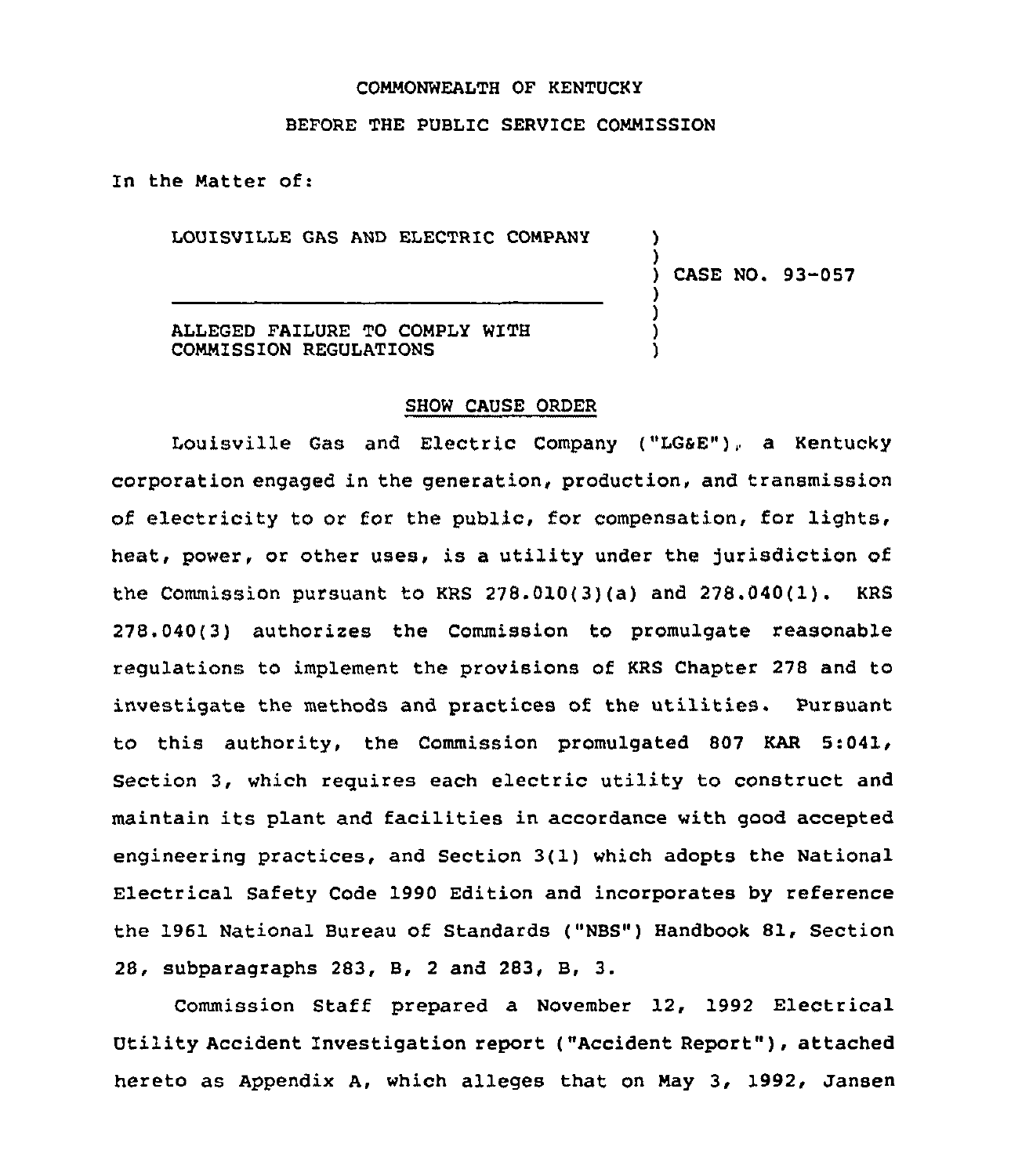COMMONWEALTH OF KENTUCKY

BEFORE THE PUBLIC SERVICE COMMISSION

In the Matter of:

LOUISVILLE GAS AND ELECTRIC COMPANY ) CASE NO. 93-057

ALLEGED FAILURE TO COMPLY WITH COMMISSION REGULATIONS

SHOW CAUSE ORDER

Louisville Gas and Electric Company ("LG&E"), a Kentucky corporation engaged in the generation, production, and transmission of electricity to or for the public, for compensation, for lights, heat, power, or other uses, is a utility under the jurisdiction of the Commission pursuant to KRS 278.010(3)(a) and 278.040(1). KRS 278.040(3) authorizes the Commission to promulgate reasonable regulations to implement the provisions of KRS Chapter 278 and to investigate the methods and practices of the utilities. Pursuant to this authority, the Commission promulgated 807 KAR 5:041, Section 3, which requires each electric utility to construct and maintain its plant and facilities in accordance with good accepted engineering practices, and Section 3(1) which adopts the National Electrical Safety Code 1990 Edition and incorporates by reference the 1961 National Bureau of Standards ("NBS") Handbook 81, Section 28, subparagraphs 283, B, 2 and 283, B, 3.

Commission Staff prepared a November 12, 1992 Electrical Utility Accident Investigation report ("Accident Report"), attached hereto as Appendix A, which alleges that on May 3, 1992, Jansen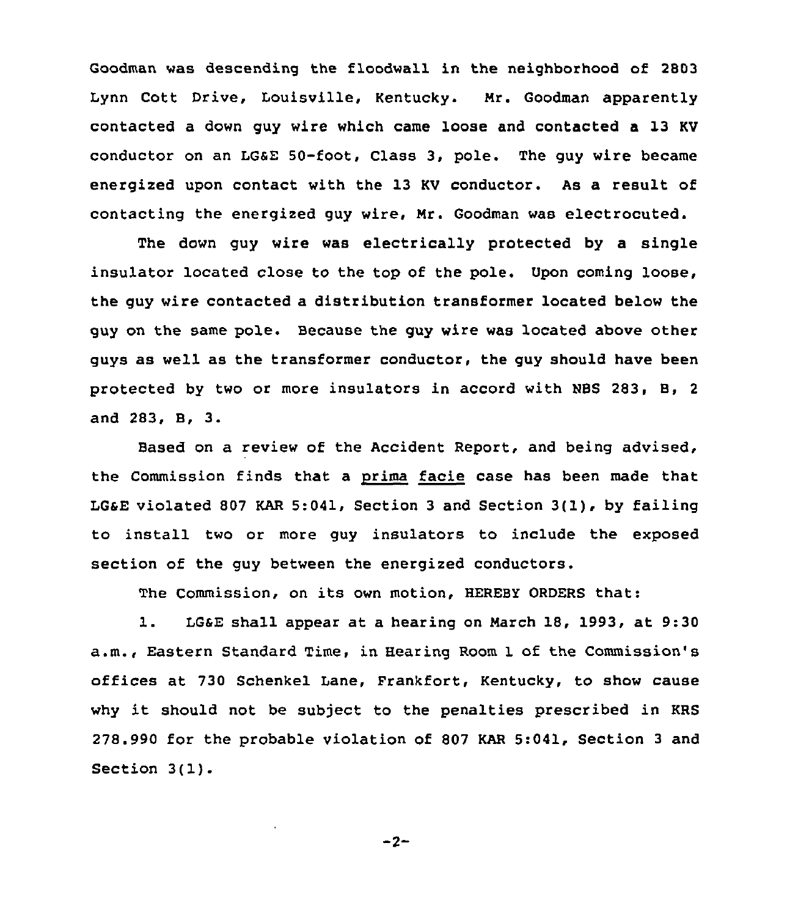Goodman was descending the floodwall in the neighborhood of 2803 Lynn Cott Drive, Louisville, Kentucky. Mr. Goodman apparently contacted a down guy wire which came loose and contacted a 13 KV conductor on an LG&E 50-foot, Class 3, pole. The guy wire became energized upon contact with the 13 KV conductor. As a result of contacting the energized guy wire, Mr. Goodman was electrocuted.

The down guy wire was electrically protected by a single insulator located close to the top of the pole. Upon coming loose, the guy wire contacted a distribution transformer located below the guy on the same pole. Because the guy wire was located above other guys as well as the transformer conductor, the guy should have been protected by two or more insulators in accord with NBS 283, B, 2 and 283, B, 3.

Based on a review of the Accident Report, and being advised, the Commission finds that a prima facie case has been made that LG&E violated 807 KAR 5:041, Section 3 and Section 3(1), by failing to install two or more guy insulators to include the exposed section of the guy between the energized conductors.

The Commission, on its own motion, HEREBY ORDERS that:

1. LG&E shall appear at a hearing on March 18, 1993, at 9:30 a.m., Eastern Standard Time, in Hearing Room 1 of the Commission's offices at 730 Schenkel Lane, Frankfort, Kentucky, to show cause why it should not be subject to the penalties prescribed in KRS 278.990 for the probable violation of 807 KAR 5:041, Section 3 and Section 3(1).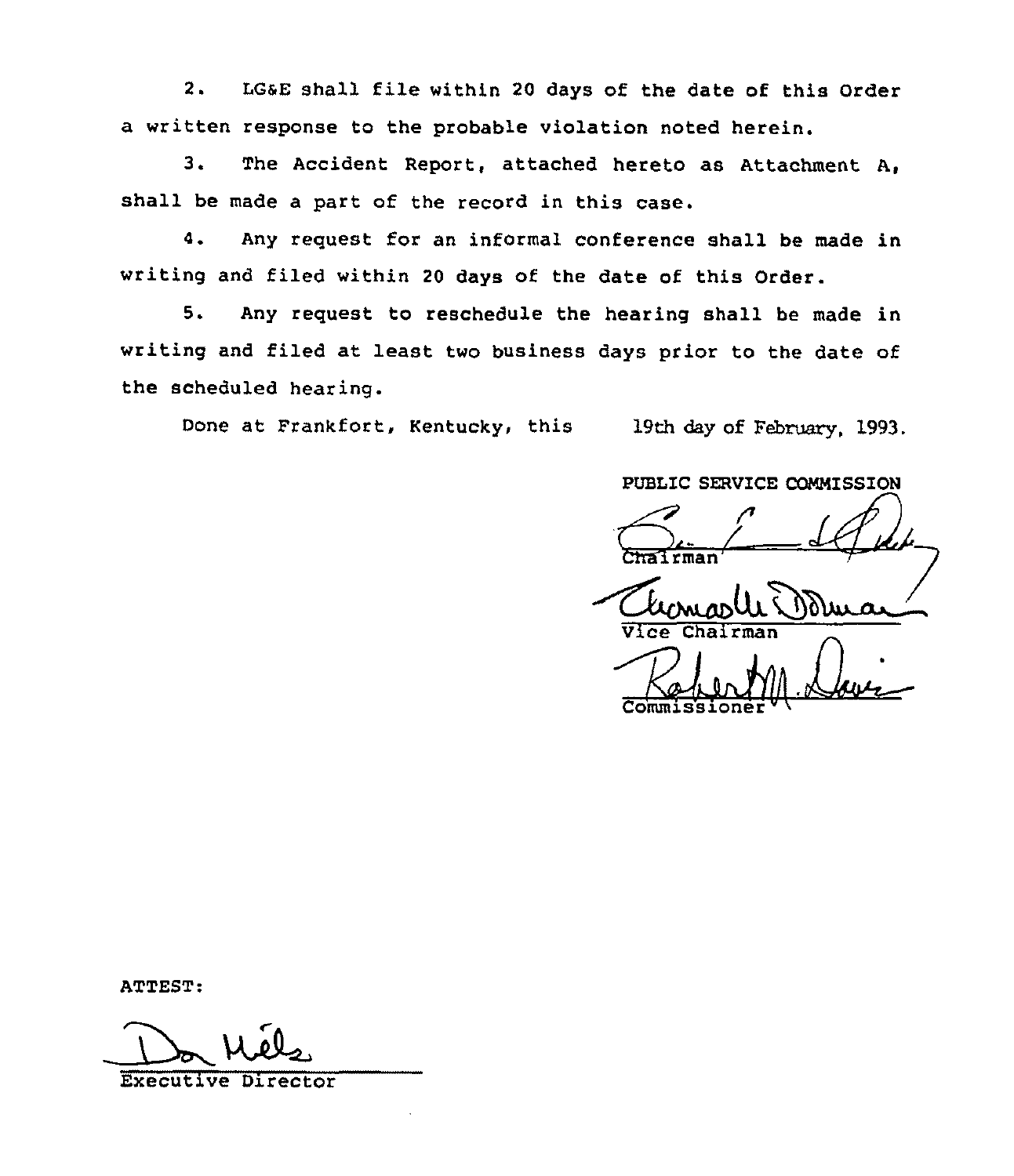2. LG&E shall file within 20 days of the date of this Order a written response to the probable violation noted herein.

3. The Accident Report, attached hereto as Attachment A, shall be made a part of the record in this case.

4. Any request for an informal conference shall be made in writing and filed within 20 days of the date of this Order.

5. Any request to reschedule the hearing shall be made in writing and filed at least two business days prior to the date of the scheduled hearing.

Done at Frankfort, Kentucky, this 19th day of February, 1993.

PUBLIC SERVICE COMMISSION

Chairman

Vice Chairman

Commissioner

ATTEST:

Executive Director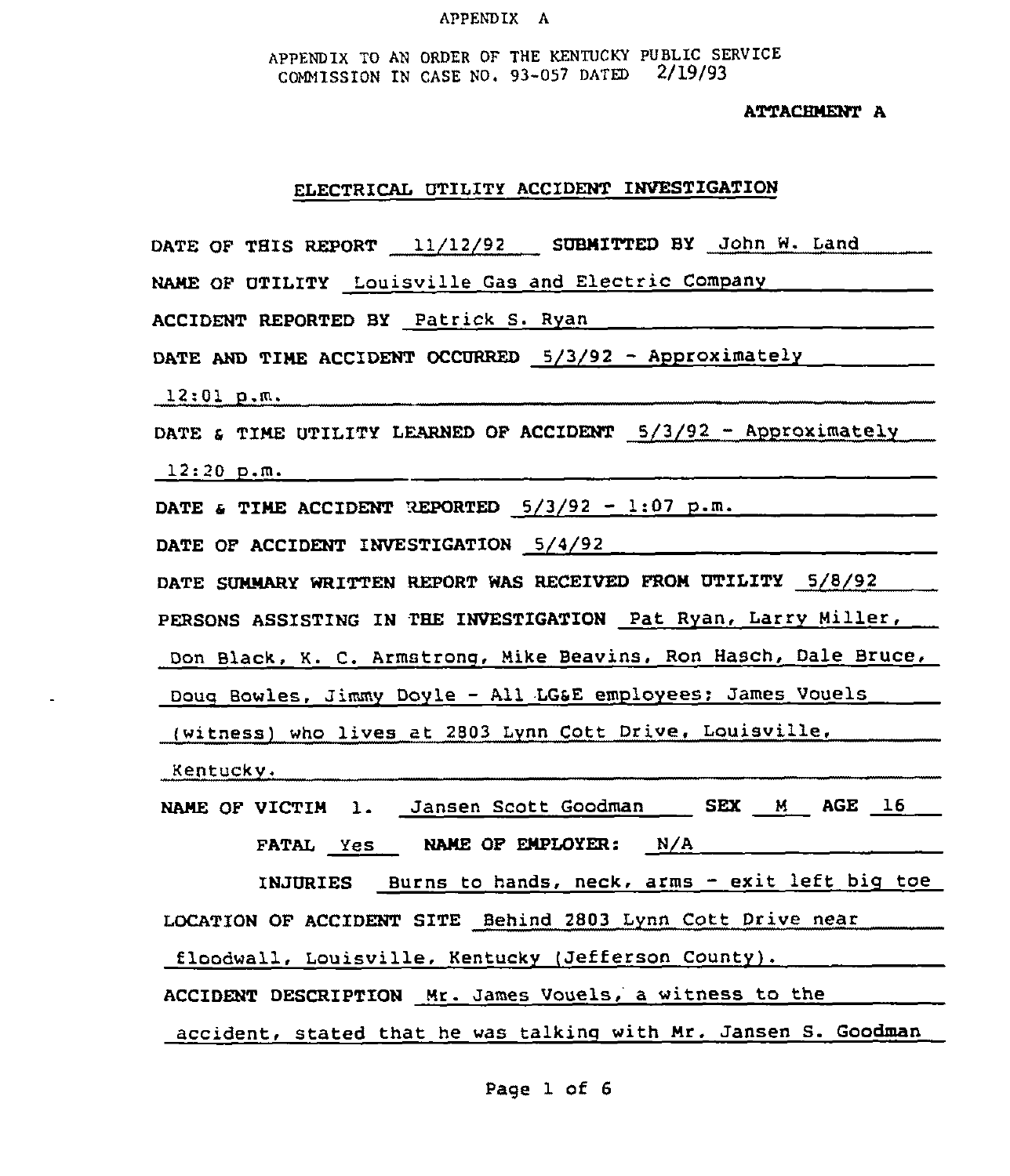APPENDIX A

APPENDIX TO AN ORDER OF THE KENTUCKY PUBLIC SERVICE COMMISSION IN CASE NO. 93-057 DATED 2/19/93

**ATTACHMENT A**

## ELECTRICAL UTILITY ACCIDENT INVESTIGATION

**DATE OF THIS REPORT** 11/12/92 **SUBMITTED BY** John W. Land

**NAME OF UTILITY** Louisville Gas and Electric Company

**ACCIDENT REPORTED BY** Patrick S. Ryan

**DATE AND TIME ACCIDENT OCCURRED** 5/3/92 - Approximately 12:01 p.m.

**DATE & TIME UTILITY LEARNED OF ACCIDENT** 5/3/92 - Approximately 12:20 p.m.

**DATE & TIME ACCIDENT REPORTED** 5/3/92 - 1:07 p.m.

**DATE OF ACCIDENT INVESTIGATION** 5/4/92

**DATE SUMMARY WRITTEN REPORT WAS RECEIVED FROM UTILITY** 5/8/92

**PERSONS ASSISTING IN THE INVESTIGATION** Pat Ryan, Larry Miller, Don Black, K. C. Armstrong, Mike Beavins, Ron Hasch, Dale Bruce, Doug Bowles, Jimmy Doyle - All LG&E employees; James Vouels (witness) who lives at 2803 Lynn Cott Drive, Louisville, Kentucky.

**NAME OF VICTIM** 1. Jansen Scott Goodman **SEX** M **AGE** 16

**FATAL** Yes **NAME OF EMPLOYER:** N/A

**INJURIES** Burns to hands, neck, arms - exit left big toe

**LOCATION OF ACCIDENT SITE** Behind 2803 Lynn Cott Drive near floodwall, Louisville, Kentucky (Jefferson County).

**ACCIDENT DESCRIPTION** Mr. James Vouels, a witness to the accident, stated that he was talking with Mr. Jansen S. Goodman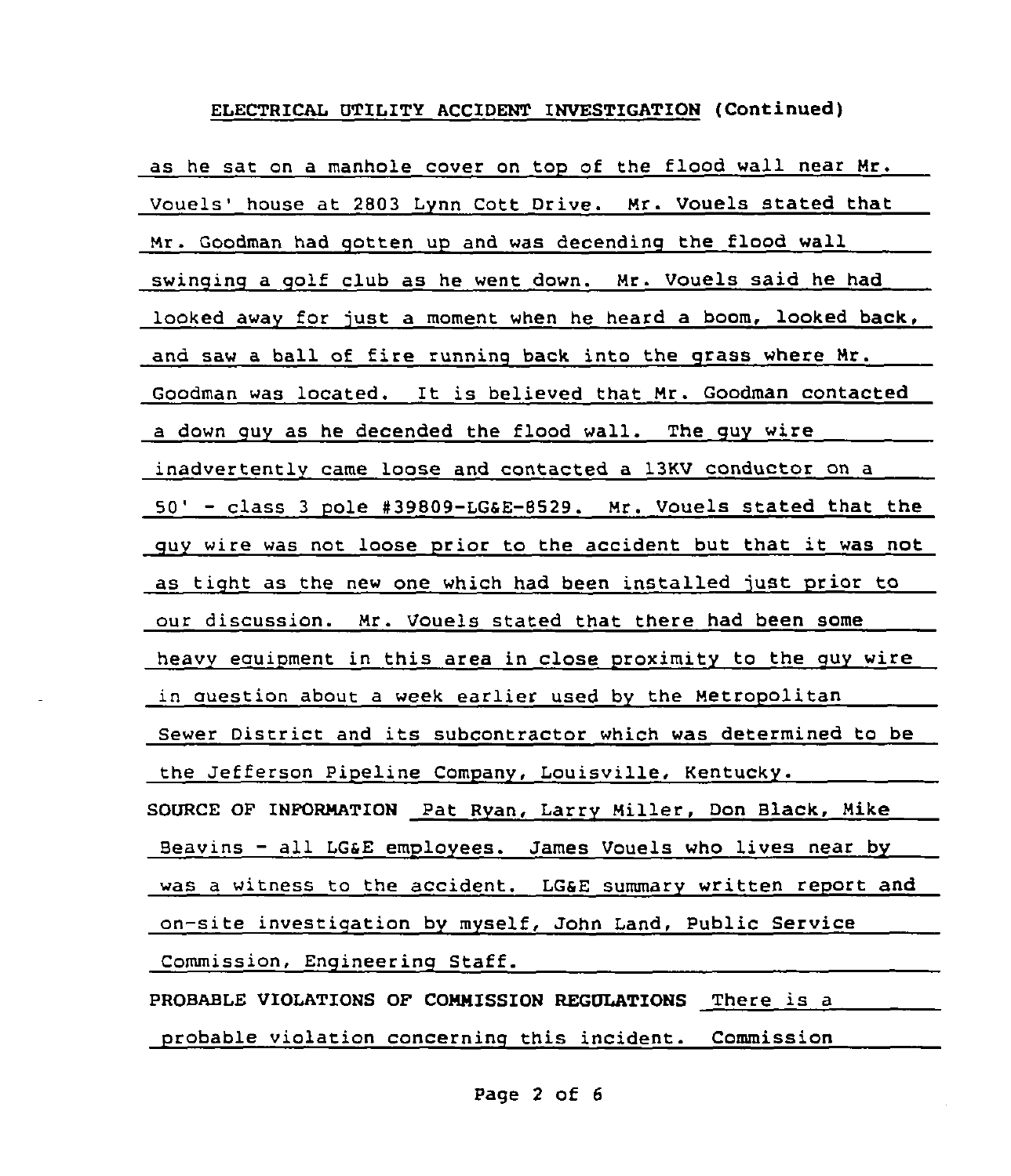## ELECTRICAL UTILITY ACCIDENT INVESTIGATION (Continued)

as he sat on a manhole cover on top of the flood wall near Mr. Vouels' house at 2803 Lynn Cott Drive. Mr. Vouels stated that Mr. Goodman had gotten up and was decending the flood wall swinging a golf club as he went down. Mr. Vouels said he had looked away for just a moment when he heard a boom, looked back, and saw a ball of fire running back into the grass where Mr. Goodman was located. It is believed that Mr. Goodman contacted a down guy as he decended the flood wall. The guy wire inadvertently came loose and contacted a 13KV conductor on a 50' - class 3 pole #39809-LG&E-8529. Mr. Vouels stated that the guy wire was not loose prior to the accident but that it was not as tight as the new one which had been installed just prior to our discussion. Mr. Vouels stated that there had been some heavy equipment in this area in close proximity to the guy wire in question about a week earlier used by the Metropolitan Sewer District and its subcontractor which was determined to be the Jefferson Pipeline Company, Louisville, Kentucky.

**SOURCE OF INFORMATION** Pat Ryan, Larry Miller, Don Black, Mike Beavins - all LG&E employees. James Vouels who lives near by was a witness to the accident. LG&E summary written report and on-site investigation by myself, John Land, Public Service Commission, Engineering Staff.

**PROBABLE VIOLATIONS OF COMMISSION REGULATIONS** There is a probable violation concerning this incident. Commission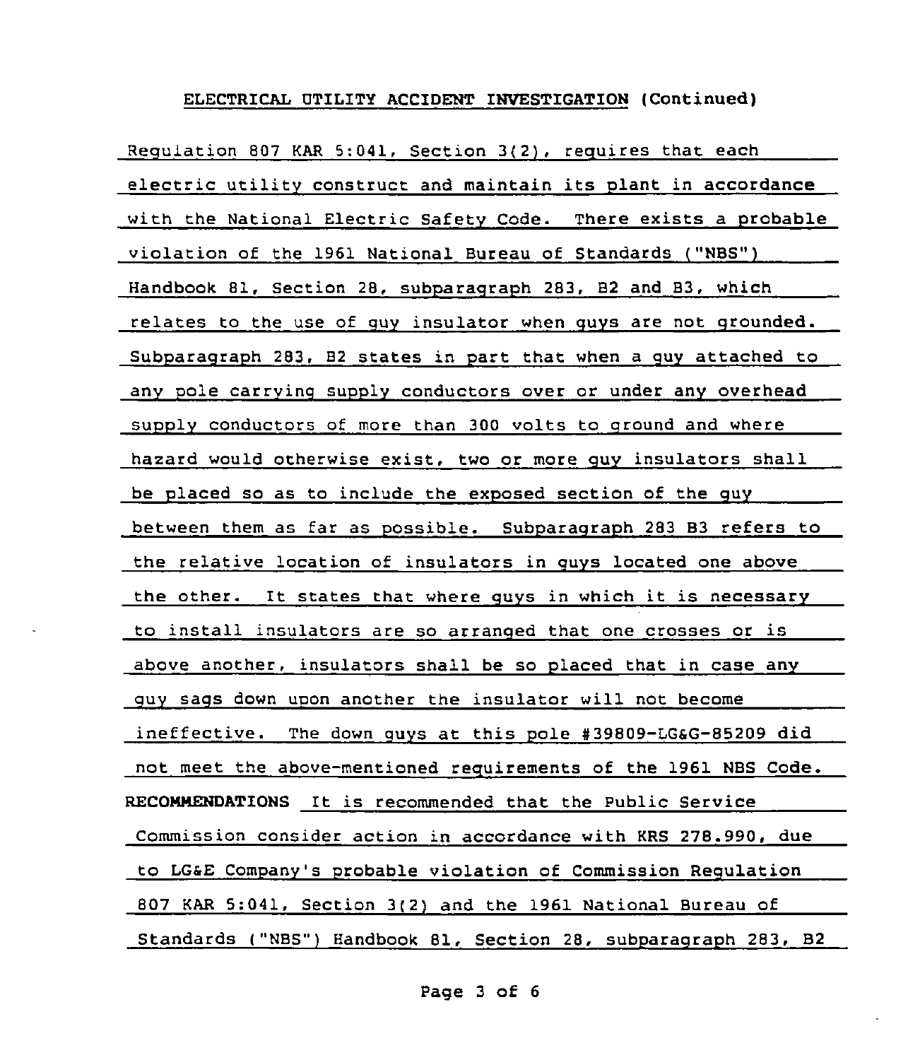## ELECTRICAL UTILITY ACCIDENT INVESTIGATION (Continued)

Regulation 807 KAR 5:041, Section 3(2), requires that each electric utility construct and maintain its plant in accordance with the National Electric Safety Code. There exists a probable violation of the 1961 National Bureau of Standards ("NBS") Handbook 81, Section 28, subparagraph 283, B2 and B3, which relates to the use of guy insulator when guys are not grounded. Subparagraph 283, B2 states in part that when a guy attached to any pole carrying supply conductors over or under any overhead supply conductors of more than 300 volts to ground and where hazard would otherwise exist, two or more guy insulators shall be placed so as to include the exposed section of the guy between them as far as possible. Subparagraph 283 B3 refers to the relative location of insulators in guys located one above the other. It states that where guys in which it is necessary to install insulators are so arranged that one crosses or is above another, insulators shall be so placed that in case any guy sags down upon another the insulator will not become ineffective. The down guys at this pole #39809-LG&G-85209 did not meet the above-mentioned requirements of the 1961 NBS Code.

**RECOMMENDATIONS** It is recommended that the Public Service Commission consider action in accordance with KRS 278.990, due to LG&E Company's probable violation of Commission Regulation 807 KAR 5:041, Section 3(2) and the 1961 National Bureau of Standards ("NBS") Handbook 81, Section 28, subparagraph 283, B2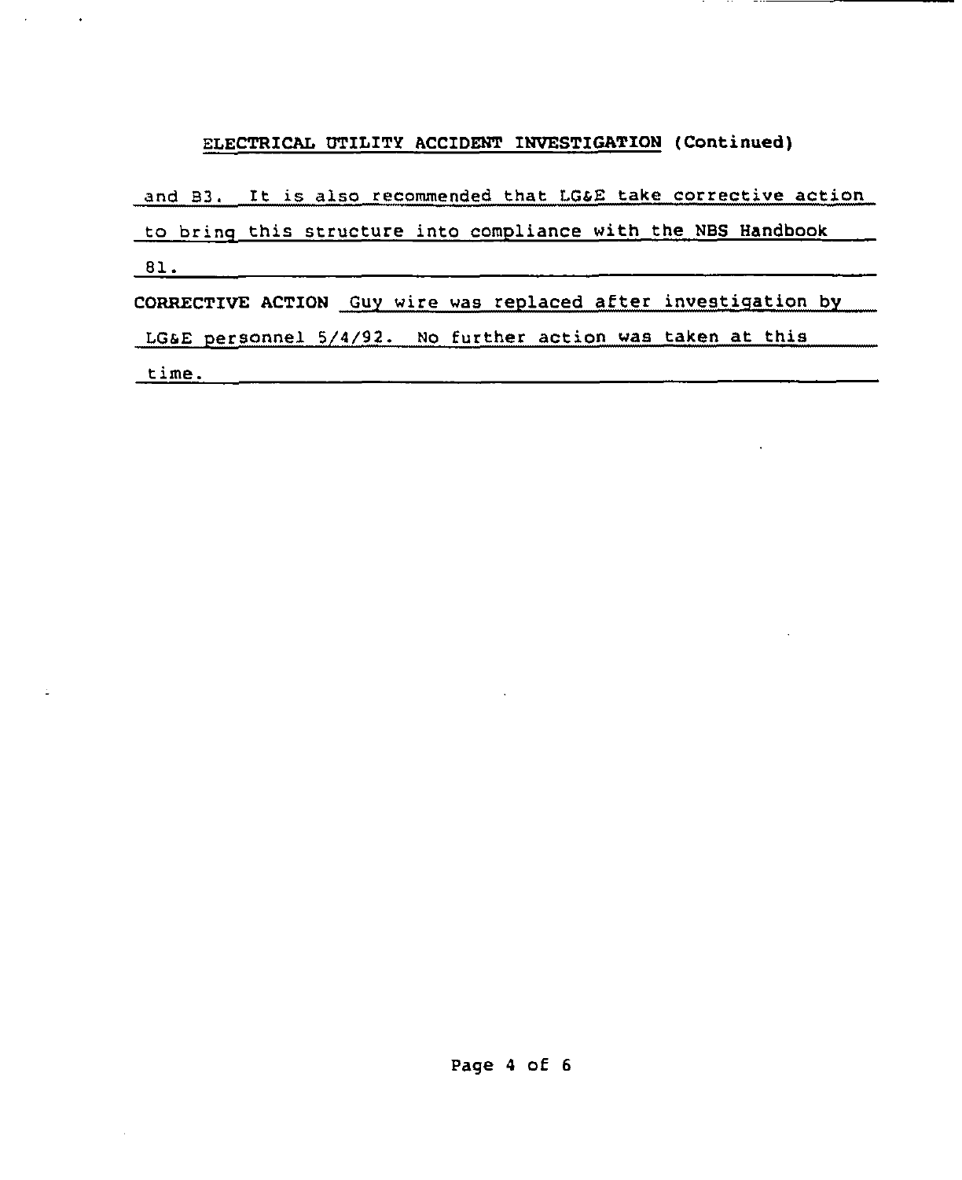## ELECTRICAL UTILITY ACCIDENT INVESTIGATION (Continued)

and B3. It is also recommended that LG&E take corrective action to bring this structure into compliance with the NBS Handbook 81.

**CORRECTIVE ACTION** Guy wire was replaced after investigation by LG&E personnel 5/4/92. No further action was taken at this time.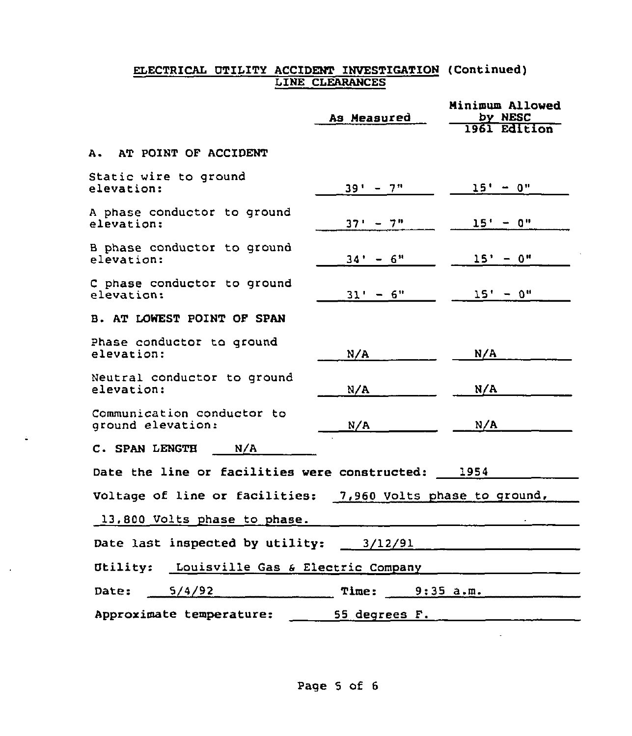## ELECTRICAL UTILITY ACCIDENT INVESTIGATION (Continued)

### LINE CLEARANCES

| | As Measured | Minimum Allowed by NESC 1961 Edition |
|---|---|---|
| **A. AT POINT OF ACCIDENT** | | |
| Static wire to ground elevation: | 39' - 7" | 15' - 0" |
| A phase conductor to ground elevation: | 37' - 7" | 15' - 0" |
| B phase conductor to ground elevation: | 34' - 6" | 15' - 0" |
| C phase conductor to ground elevation: | 31' - 6" | 15' - 0" |
| **B. AT LOWEST POINT OF SPAN** | | |
| Phase conductor to ground elevation: | N/A | N/A |
| Neutral conductor to ground elevation: | N/A | N/A |
| Communication conductor to ground elevation: | N/A | N/A |

**C. SPAN LENGTH** N/A

Date the line or facilities were constructed: 1954

Voltage of line or facilities: 7,960 Volts phase to ground, 13,800 Volts phase to phase.

Date last inspected by utility: 3/12/91

Utility: Louisville Gas & Electric Company

Date: 5/4/92 Time: 9:35 a.m.

Approximate temperature: 55 degrees F.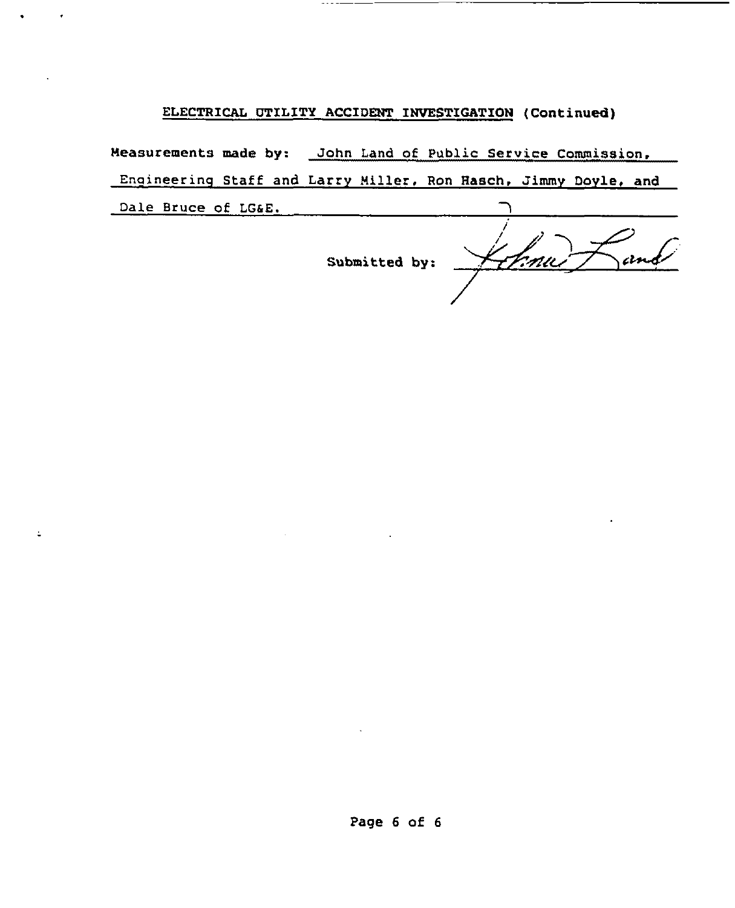## ELECTRICAL UTILITY ACCIDENT INVESTIGATION (Continued)

Measurements made by: John Land of Public Service Commission, Engineering Staff and Larry Miller, Ron Hasch, Jimmy Doyle, and Dale Bruce of LG&E.

Submitted by: John Land